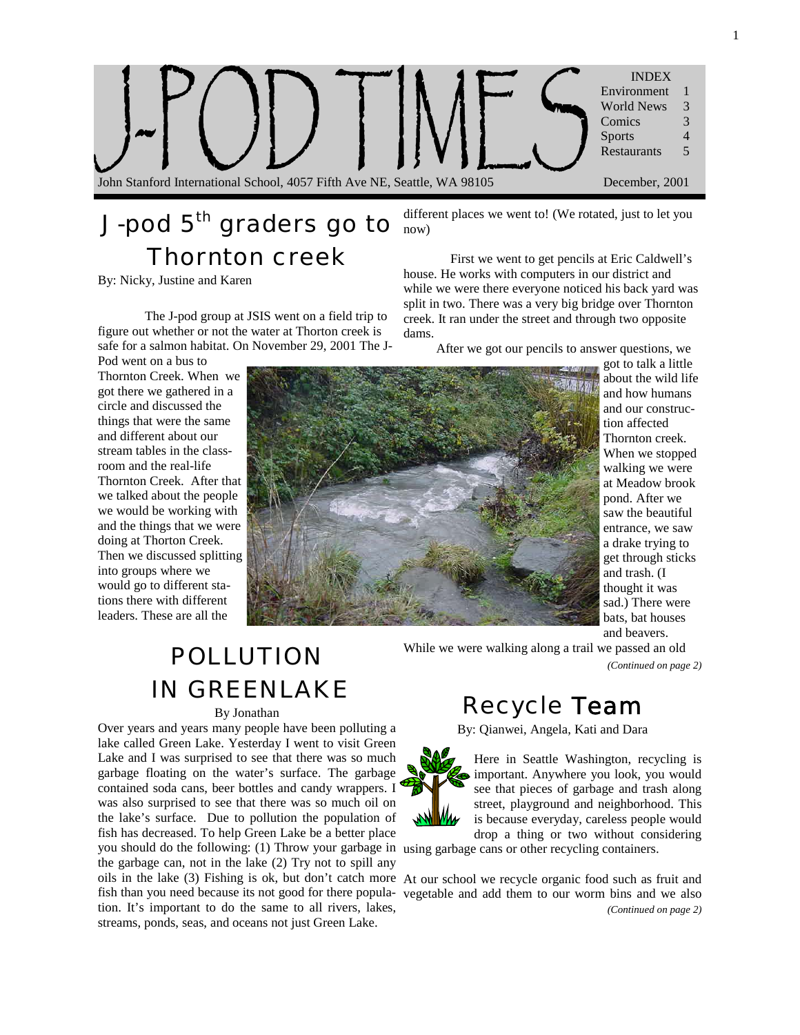# J-POD TIMES

| INDEX | |
|---|---|
| Environment | 1 |
| World News | 3 |
| Comics | 3 |
| Sports | 4 |
| Restaurants | 5 |

John Stanford International School, 4057 Fifth Ave NE, Seattle, WA 98105

December, 2001

## J-pod 5th graders go to Thornton creek

By: Nicky, Justine and Karen

The J-pod group at JSIS went on a field trip to figure out whether or not the water at Thorton creek is safe for a salmon habitat. On November 29, 2001 The J-Pod went on a bus to Thornton Creek. When we got there we gathered in a circle and discussed the things that were the same and different about our stream tables in the classroom and the real-life Thornton Creek. After that we talked about the people we would be working with and the things that we were doing at Thorton Creek. Then we discussed splitting into groups where we would go to different stations there with different leaders. These are all the different places we went to! (We rotated, just to let you now)

First we went to get pencils at Eric Caldwell's house. He works with computers in our district and while we were there everyone noticed his back yard was split in two. There was a very big bridge over Thornton creek. It ran under the street and through two opposite dams.

After we got our pencils to answer questions, we got to talk a little about the wild life and how humans and our construction affected Thornton creek. When we stopped walking we were at Meadow brook pond. After we saw the beautiful entrance, we saw a drake trying to get through sticks and trash. (I thought it was sad.) There were bats, bat houses and beavers.

While we were walking along a trail we passed an old

*(Continued on page 2)*

## POLLUTION IN GREENLAKE

By Jonathan

Over years and years many people have been polluting a lake called Green Lake. Yesterday I went to visit Green Lake and I was surprised to see that there was so much garbage floating on the water's surface. The garbage contained soda cans, beer bottles and candy wrappers. I was also surprised to see that there was so much oil on the lake's surface. Due to pollution the population of fish has decreased. To help Green Lake be a better place you should do the following: (1) Throw your garbage in the garbage can, not in the lake (2) Try not to spill any oils in the lake (3) Fishing is ok, but don't catch more fish than you need because its not good for there population. It's important to do the same to all rivers, lakes, streams, ponds, seas, and oceans not just Green Lake.

## Recycle Team

By: Qianwei, Angela, Kati and Dara

Here in Seattle Washington, recycling is important. Anywhere you look, you would see that pieces of garbage and trash along street, playground and neighborhood. This is because everyday, careless people would drop a thing or two without considering using garbage cans or other recycling containers.

At our school we recycle organic food such as fruit and vegetable and add them to our worm bins and we also

*(Continued on page 2)*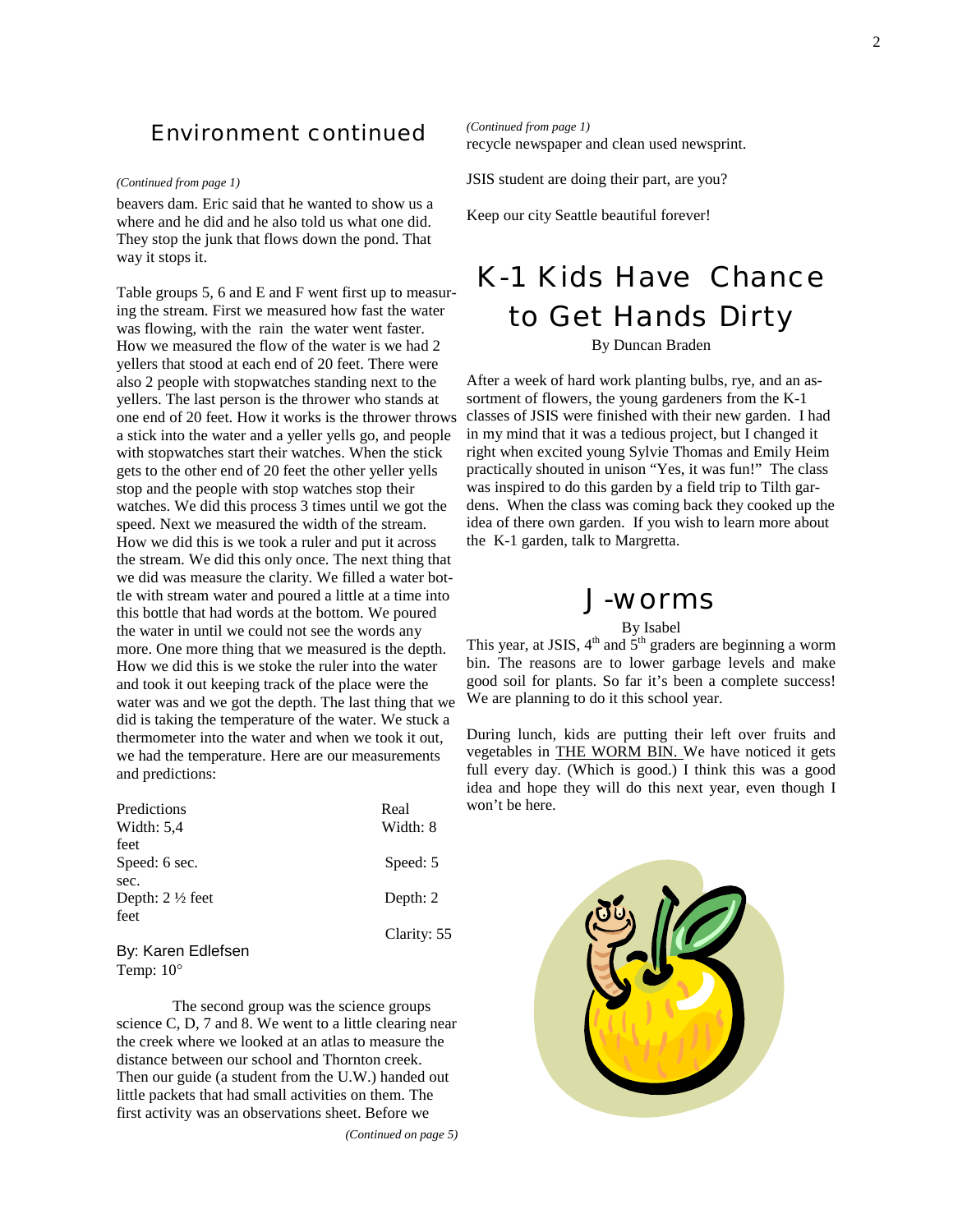## Environment continued

*(Continued from page 1)*

beavers dam. Eric said that he wanted to show us a where and he did and he also told us what one did. They stop the junk that flows down the pond. That way it stops it.

Table groups 5, 6 and E and F went first up to measuring the stream. First we measured how fast the water was flowing, with the rain the water went faster. How we measured the flow of the water is we had 2 yellers that stood at each end of 20 feet. There were also 2 people with stopwatches standing next to the yellers. The last person is the thrower who stands at one end of 20 feet. How it works is the thrower throws a stick into the water and a yeller yells go, and people with stopwatches start their watches. When the stick gets to the other end of 20 feet the other yeller yells stop and the people with stop watches stop their watches. We did this process 3 times until we got the speed. Next we measured the width of the stream. How we did this is we took a ruler and put it across the stream. We did this only once. The next thing that we did was measure the clarity. We filled a water bottle with stream water and poured a little at a time into this bottle that had words at the bottom. We poured the water in until we could not see the words any more. One more thing that we measured is the depth. How we did this is we stoke the ruler into the water and took it out keeping track of the place were the water was and we got the depth. The last thing that we did is taking the temperature of the water. We stuck a thermometer into the water and when we took it out, we had the temperature. Here are our measurements and predictions:

| Predictions | Real |
|---|---|
| Width: 5,4 feet | Width: 8 |
| Speed: 6 sec. | Speed: 5 sec. |
| Depth: 2 ½ feet | Depth: 2 feet |
| | Clarity: 55 |
| | Temp: 10° |

By: Karen Edlefsen

The second group was the science groups science C, D, 7 and 8. We went to a little clearing near the creek where we looked at an atlas to measure the distance between our school and Thornton creek. Then our guide (a student from the U.W.) handed out little packets that had small activities on them. The first activity was an observations sheet. Before we

*(Continued on page 5)*

*(Continued from page 1)*

recycle newspaper and clean used newsprint.

JSIS student are doing their part, are you?

Keep our city Seattle beautiful forever!

## K-1 Kids Have Chance to Get Hands Dirty

By Duncan Braden

After a week of hard work planting bulbs, rye, and an assortment of flowers, the young gardeners from the K-1 classes of JSIS were finished with their new garden. I had in my mind that it was a tedious project, but I changed it right when excited young Sylvie Thomas and Emily Heim practically shouted in unison "Yes, it was fun!" The class was inspired to do this garden by a field trip to Tilth gardens. When the class was coming back they cooked up the idea of there own garden. If you wish to learn more about the K-1 garden, talk to Margretta.

## J-worms

By Isabel

This year, at JSIS, 4th and 5th graders are beginning a worm bin. The reasons are to lower garbage levels and make good soil for plants. So far it's been a complete success! We are planning to do it this school year.

During lunch, kids are putting their left over fruits and vegetables in THE WORM BIN. We have noticed it gets full every day. (Which is good.) I think this was a good idea and hope they will do this next year, even though I won't be here.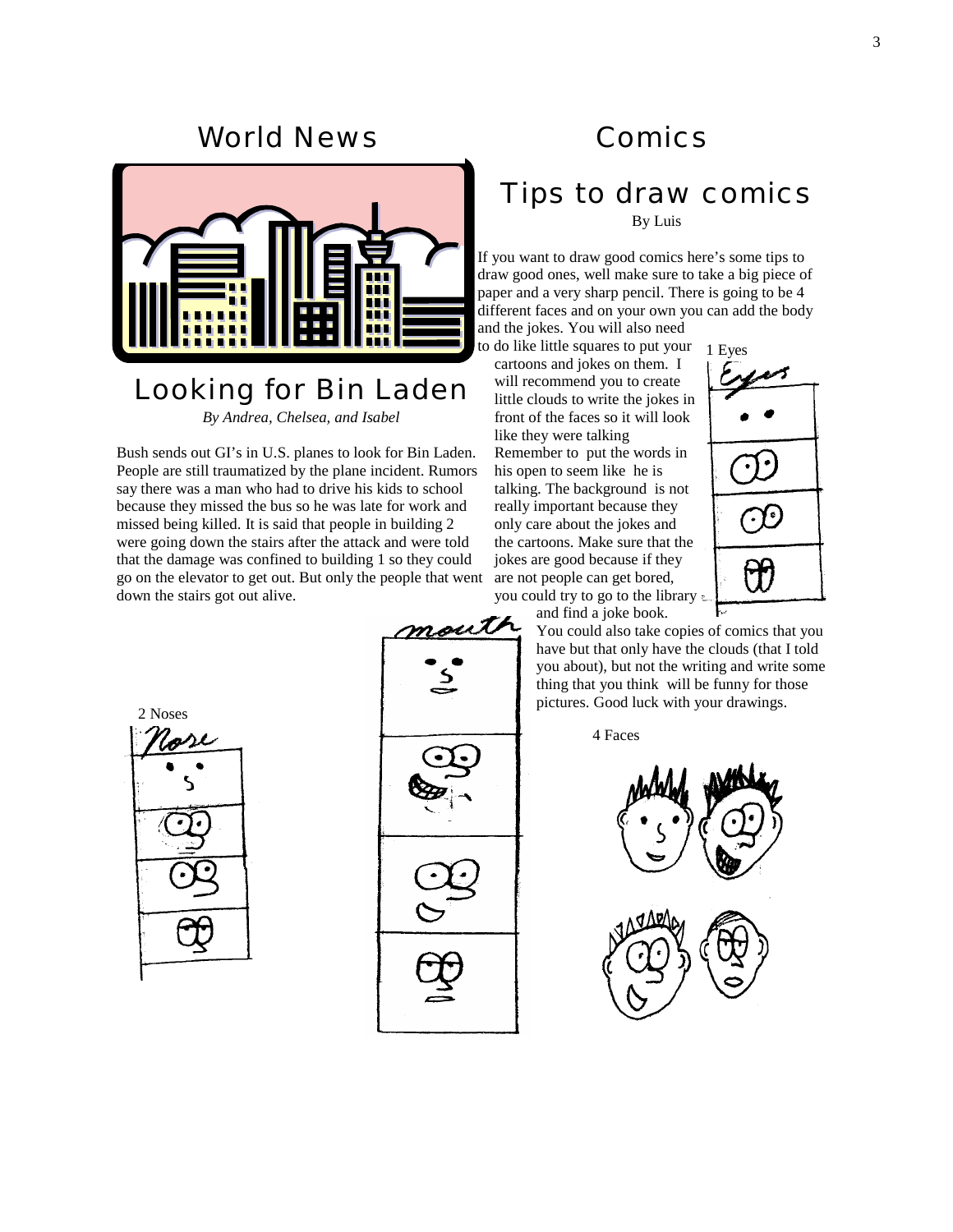# World News

## Looking for Bin Laden

*By Andrea, Chelsea, and Isabel*

Bush sends out GI's in U.S. planes to look for Bin Laden. People are still traumatized by the plane incident. Rumors say there was a man who had to drive his kids to school because they missed the bus so he was late for work and missed being killed. It is said that people in building 2 were going down the stairs after the attack and were told that the damage was confined to building 1 so they could go on the elevator to get out. But only the people that went down the stairs got out alive.

# Comics

## Tips to draw comics

By Luis

If you want to draw good comics here's some tips to draw good ones, well make sure to take a big piece of paper and a very sharp pencil. There is going to be 4 different faces and on your own you can add the body and the jokes. You will also need to do like little squares to put your cartoons and jokes on them. I will recommend you to create little clouds to write the jokes in front of the faces so it will look like they were talking Remember to put the words in his open to seem like he is talking. The background is not really important because they only care about the jokes and the cartoons. Make sure that the jokes are good because if they are not people can get bored, you could try to go to the library and find a joke book. You could also take copies of comics that you have but that only have the clouds (that I told you about), but not the writing and write some thing that you think will be funny for those pictures. Good luck with your drawings.

1 Eyes

2 Noses

4 Faces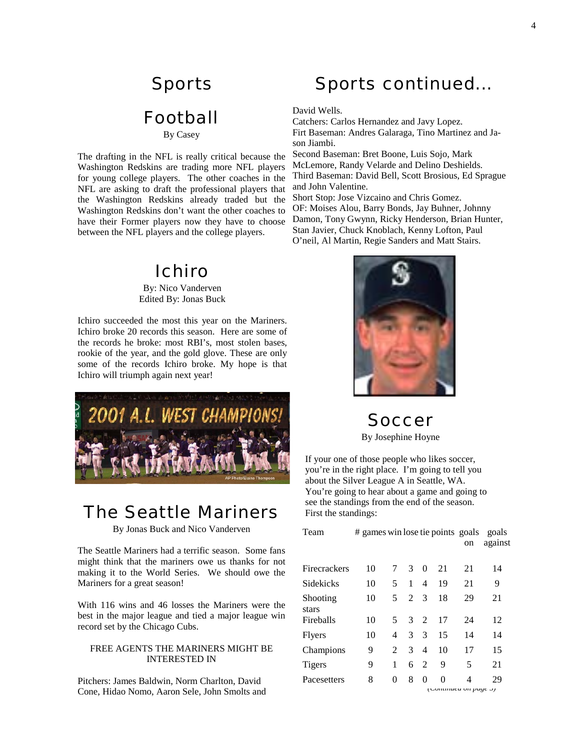# Sports

## Football

By Casey

The drafting in the NFL is really critical because the Washington Redskins are trading more NFL players for young college players. The other coaches in the NFL are asking to draft the professional players that the Washington Redskins already traded but the Washington Redskins don't want the other coaches to have their Former players now they have to choose between the NFL players and the college players.

## Ichiro

By: Nico Vanderven
Edited By: Jonas Buck

Ichiro succeeded the most this year on the Mariners. Ichiro broke 20 records this season. Here are some of the records he broke: most RBI's, most stolen bases, rookie of the year, and the gold glove. These are only some of the records Ichiro broke. My hope is that Ichiro will triumph again next year!

## The Seattle Mariners

By Jonas Buck and Nico Vanderven

The Seattle Mariners had a terrific season. Some fans might think that the mariners owe us thanks for not making it to the World Series. We should owe the Mariners for a great season!

With 116 wins and 46 losses the Mariners were the best in the major league and tied a major league win record set by the Chicago Cubs.

FREE AGENTS THE MARINERS MIGHT BE INTERESTED IN

Pitchers: James Baldwin, Norm Charlton, David Cone, Hidao Nomo, Aaron Sele, John Smolts and David Wells.

Catchers: Carlos Hernandez and Javy Lopez.

Firt Baseman: Andres Galaraga, Tino Martinez and Jason Jiambi.

Second Baseman: Bret Boone, Luis Sojo, Mark McLemore, Randy Velarde and Delino Deshields.

Third Baseman: David Bell, Scott Brosious, Ed Sprague and John Valentine.

Short Stop: Jose Vizcaino and Chris Gomez.

OF: Moises Alou, Barry Bonds, Jay Buhner, Johnny Damon, Tony Gwynn, Ricky Henderson, Brian Hunter, Stan Javier, Chuck Knoblach, Kenny Lofton, Paul O'neil, Al Martin, Regie Sanders and Matt Stairs.

## Soccer

By Josephine Hoyne

If your one of those people who likes soccer, you're in the right place. I'm going to tell you about the Silver League A in Seattle, WA. You're going to hear about a game and going to see the standings from the end of the season. First the standings:

| Team | # games | win | lose | tie | points | goals on | goals against |
|---|---|---|---|---|---|---|---|
| Firecrackers | 10 | 7 | 3 | 0 | 21 | 21 | 14 |
| Sidekicks | 10 | 5 | 1 | 4 | 19 | 21 | 9 |
| Shooting stars | 10 | 5 | 2 | 3 | 18 | 29 | 21 |
| Fireballs | 10 | 5 | 3 | 2 | 17 | 24 | 12 |
| Flyers | 10 | 4 | 3 | 3 | 15 | 14 | 14 |
| Champions | 9 | 2 | 3 | 4 | 10 | 17 | 15 |
| Tigers | 9 | 1 | 6 | 2 | 9 | 5 | 21 |
| Pacesetters | 8 | 0 | 8 | 0 | 0 | 4 | 29 |

(Continued on page 5)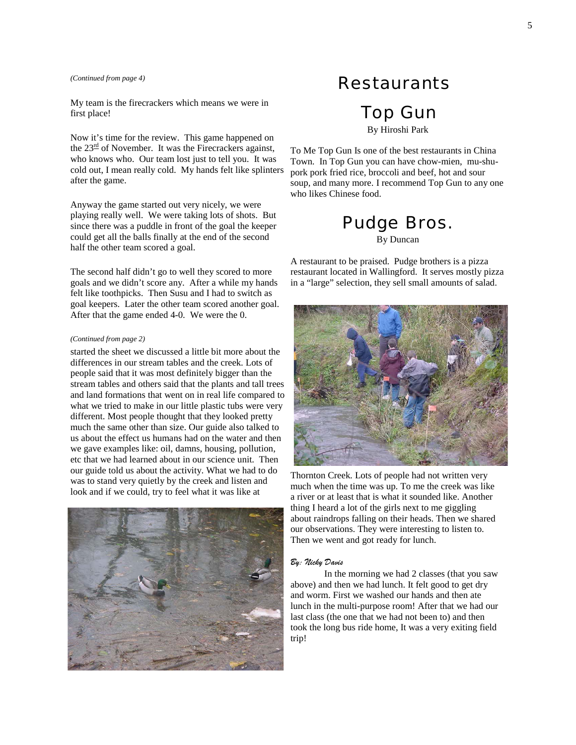*(Continued from page 4)*

My team is the firecrackers which means we were in first place!

Now it's time for the review. This game happened on the 23rd of November. It was the Firecrackers against, who knows who. Our team lost just to tell you. It was cold out, I mean really cold. My hands felt like splinters after the game.

Anyway the game started out very nicely, we were playing really well. We were taking lots of shots. But since there was a puddle in front of the goal the keeper could get all the balls finally at the end of the second half the other team scored a goal.

The second half didn't go to well they scored to more goals and we didn't score any. After a while my hands felt like toothpicks. Then Susu and I had to switch as goal keepers. Later the other team scored another goal. After that the game ended 4-0. We were the 0.

*(Continued from page 2)*

started the sheet we discussed a little bit more about the differences in our stream tables and the creek. Lots of people said that it was most definitely bigger than the stream tables and others said that the plants and tall trees and land formations that went on in real life compared to what we tried to make in our little plastic tubs were very different. Most people thought that they looked pretty much the same other than size. Our guide also talked to us about the effect us humans had on the water and then we gave examples like: oil, damns, housing, pollution, etc that we had learned about in our science unit. Then our guide told us about the activity. What we had to do was to stand very quietly by the creek and listen and look and if we could, try to feel what it was like at Thornton Creek. Lots of people had not written very much when the time was up. To me the creek was like a river or at least that is what it sounded like. Another thing I heard a lot of the girls next to me giggling about raindrops falling on their heads. Then we shared our observations. They were interesting to listen to. Then we went and got ready for lunch.

*By: Nicky Davis*

In the morning we had 2 classes (that you saw above) and then we had lunch. It felt good to get dry and worm. First we washed our hands and then ate lunch in the multi-purpose room! After that we had our last class (the one that we had not been to) and then took the long bus ride home, It was a very exiting field trip!

# Restaurants

## Top Gun

By Hiroshi Park

To Me Top Gun Is one of the best restaurants in China Town. In Top Gun you can have chow-mien, mu-shu-pork pork fried rice, broccoli and beef, hot and sour soup, and many more. I recommend Top Gun to any one who likes Chinese food.

## Pudge Bros.

By Duncan

A restaurant to be praised. Pudge brothers is a pizza restaurant located in Wallingford. It serves mostly pizza in a "large" selection, they sell small amounts of salad.